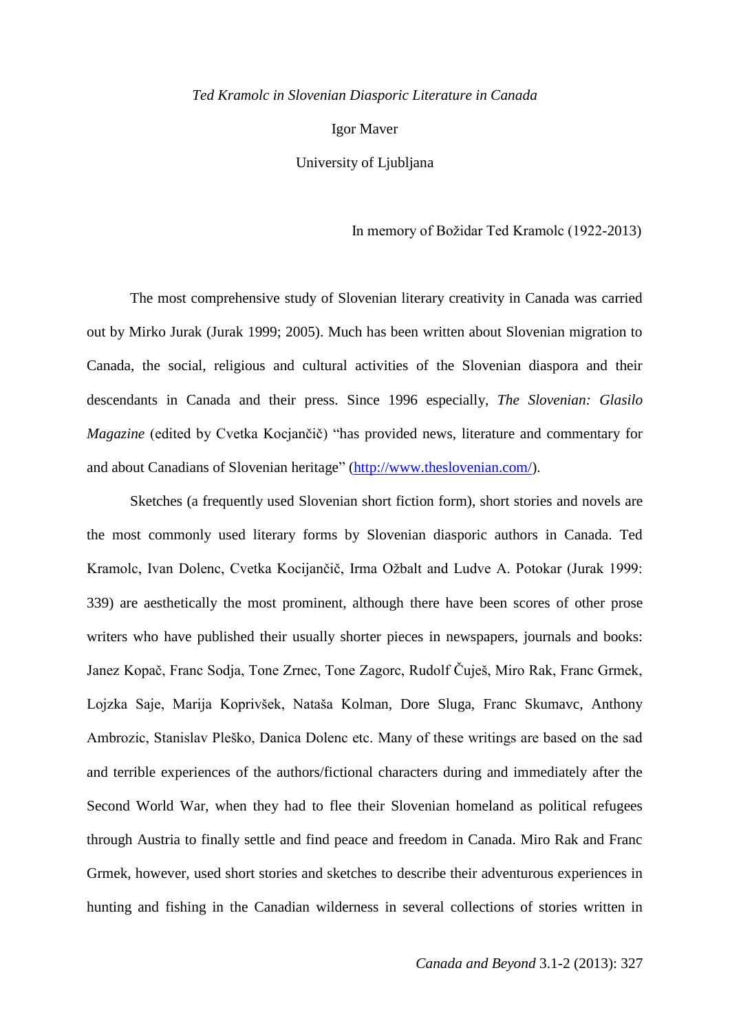*Ted Kramolc in Slovenian Diasporic Literature in Canada*

Igor Maver

University of Ljubljana

In memory of Božidar Ted Kramolc (1922-2013)

The most comprehensive study of Slovenian literary creativity in Canada was carried out by Mirko Jurak (Jurak 1999; 2005). Much has been written about Slovenian migration to Canada, the social, religious and cultural activities of the Slovenian diaspora and their descendants in Canada and their press. Since 1996 especially, *The Slovenian: Glasilo Magazine* (edited by Cvetka Kocjančič) "has provided news, literature and commentary for and about Canadians of Slovenian heritage" (http://www.theslovenian.com/).

Sketches (a frequently used Slovenian short fiction form), short stories and novels are the most commonly used literary forms by Slovenian diasporic authors in Canada. Ted Kramolc, Ivan Dolenc, Cvetka Kocijančič, Irma Ožbalt and Ludve A. Potokar (Jurak 1999: 339) are aesthetically the most prominent, although there have been scores of other prose writers who have published their usually shorter pieces in newspapers, journals and books: Janez Kopač, Franc Sodja, Tone Zrnec, Tone Zagorc, Rudolf Čuješ, Miro Rak, Franc Grmek, Lojzka Saje, Marija Koprivšek, Nataša Kolman, Dore Sluga, Franc Skumavc, Anthony Ambrozic, Stanislav Pleško, Danica Dolenc etc. Many of these writings are based on the sad and terrible experiences of the authors/fictional characters during and immediately after the Second World War, when they had to flee their Slovenian homeland as political refugees through Austria to finally settle and find peace and freedom in Canada. Miro Rak and Franc Grmek, however, used short stories and sketches to describe their adventurous experiences in hunting and fishing in the Canadian wilderness in several collections of stories written in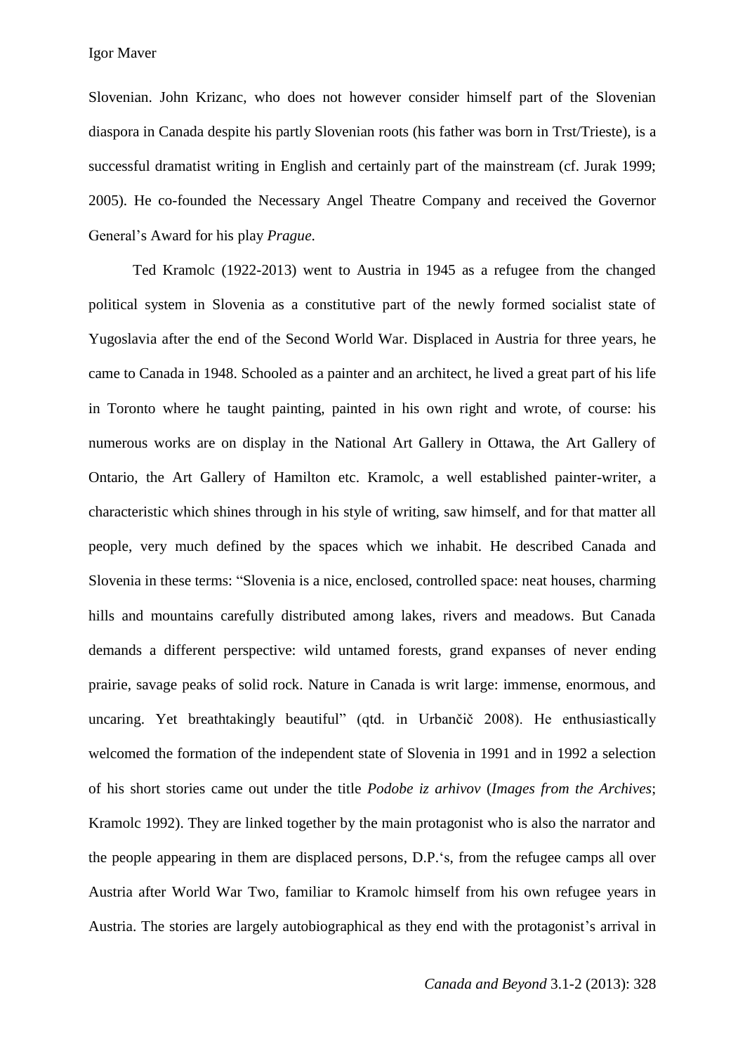Slovenian. John Krizanc, who does not however consider himself part of the Slovenian diaspora in Canada despite his partly Slovenian roots (his father was born in Trst/Trieste), is a successful dramatist writing in English and certainly part of the mainstream (cf. Jurak 1999; 2005). He co-founded the Necessary Angel Theatre Company and received the Governor General's Award for his play *Prague*.

Ted Kramolc (1922-2013) went to Austria in 1945 as a refugee from the changed political system in Slovenia as a constitutive part of the newly formed socialist state of Yugoslavia after the end of the Second World War. Displaced in Austria for three years, he came to Canada in 1948. Schooled as a painter and an architect, he lived a great part of his life in Toronto where he taught painting, painted in his own right and wrote, of course: his numerous works are on display in the National Art Gallery in Ottawa, the Art Gallery of Ontario, the Art Gallery of Hamilton etc. Kramolc, a well established painter-writer, a characteristic which shines through in his style of writing, saw himself, and for that matter all people, very much defined by the spaces which we inhabit. He described Canada and Slovenia in these terms: "Slovenia is a nice, enclosed, controlled space: neat houses, charming hills and mountains carefully distributed among lakes, rivers and meadows. But Canada demands a different perspective: wild untamed forests, grand expanses of never ending prairie, savage peaks of solid rock. Nature in Canada is writ large: immense, enormous, and uncaring. Yet breathtakingly beautiful" (qtd. in Urbančič 2008). He enthusiastically welcomed the formation of the independent state of Slovenia in 1991 and in 1992 a selection of his short stories came out under the title *Podobe iz arhivov* (*Images from the Archives*; Kramolc 1992). They are linked together by the main protagonist who is also the narrator and the people appearing in them are displaced persons, D.P.'s, from the refugee camps all over Austria after World War Two, familiar to Kramolc himself from his own refugee years in Austria. The stories are largely autobiographical as they end with the protagonist's arrival in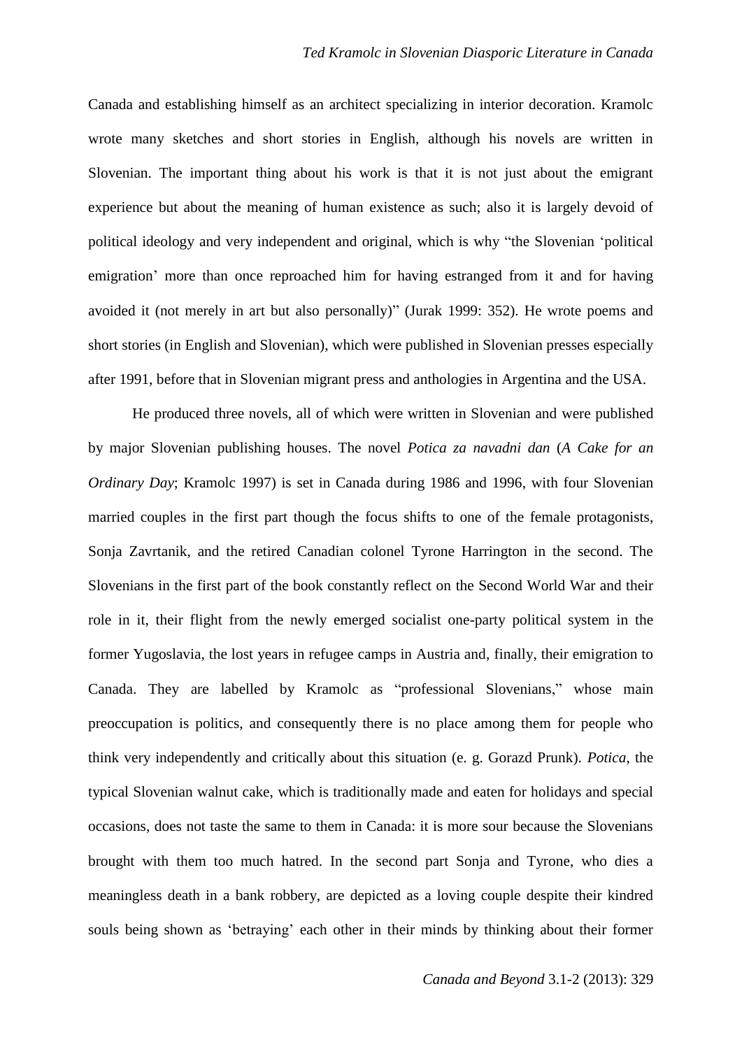Canada and establishing himself as an architect specializing in interior decoration. Kramolc wrote many sketches and short stories in English, although his novels are written in Slovenian. The important thing about his work is that it is not just about the emigrant experience but about the meaning of human existence as such; also it is largely devoid of political ideology and very independent and original, which is why "the Slovenian 'political emigration' more than once reproached him for having estranged from it and for having avoided it (not merely in art but also personally)" (Jurak 1999: 352). He wrote poems and short stories (in English and Slovenian), which were published in Slovenian presses especially after 1991, before that in Slovenian migrant press and anthologies in Argentina and the USA.

He produced three novels, all of which were written in Slovenian and were published by major Slovenian publishing houses. The novel *Potica za navadni dan* (*A Cake for an Ordinary Day*; Kramolc 1997) is set in Canada during 1986 and 1996, with four Slovenian married couples in the first part though the focus shifts to one of the female protagonists, Sonja Zavrtanik, and the retired Canadian colonel Tyrone Harrington in the second. The Slovenians in the first part of the book constantly reflect on the Second World War and their role in it, their flight from the newly emerged socialist one-party political system in the former Yugoslavia, the lost years in refugee camps in Austria and, finally, their emigration to Canada. They are labelled by Kramolc as "professional Slovenians," whose main preoccupation is politics, and consequently there is no place among them for people who think very independently and critically about this situation (e. g. Gorazd Prunk). *Potica*, the typical Slovenian walnut cake, which is traditionally made and eaten for holidays and special occasions, does not taste the same to them in Canada: it is more sour because the Slovenians brought with them too much hatred. In the second part Sonja and Tyrone, who dies a meaningless death in a bank robbery, are depicted as a loving couple despite their kindred souls being shown as 'betraying' each other in their minds by thinking about their former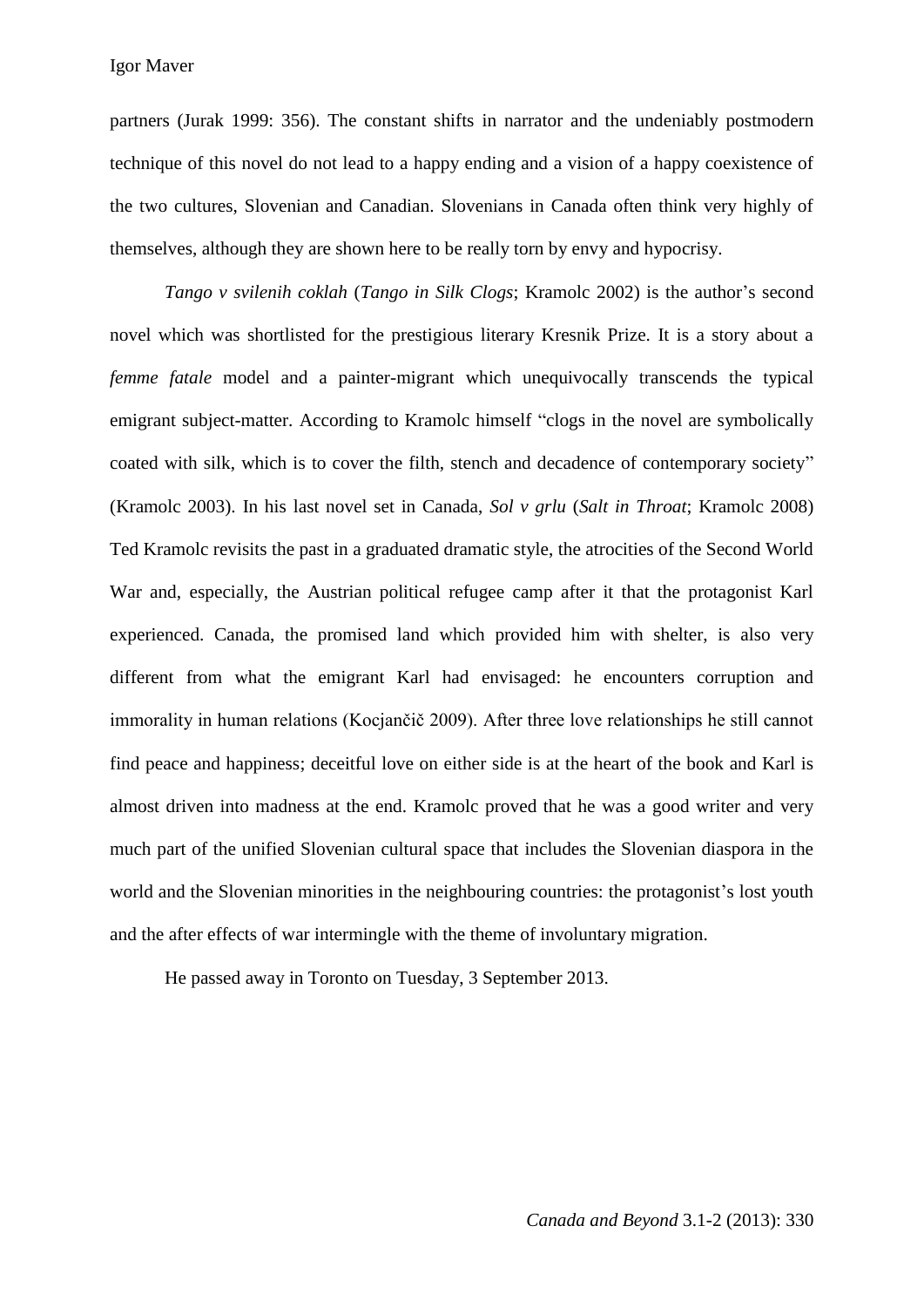partners (Jurak 1999: 356). The constant shifts in narrator and the undeniably postmodern technique of this novel do not lead to a happy ending and a vision of a happy coexistence of the two cultures, Slovenian and Canadian. Slovenians in Canada often think very highly of themselves, although they are shown here to be really torn by envy and hypocrisy.

*Tango v svilenih coklah* (*Tango in Silk Clogs*; Kramolc 2002) is the author's second novel which was shortlisted for the prestigious literary Kresnik Prize. It is a story about a *femme fatale* model and a painter-migrant which unequivocally transcends the typical emigrant subject-matter. According to Kramolc himself "clogs in the novel are symbolically coated with silk, which is to cover the filth, stench and decadence of contemporary society" (Kramolc 2003). In his last novel set in Canada, *Sol v grlu* (*Salt in Throat*; Kramolc 2008) Ted Kramolc revisits the past in a graduated dramatic style, the atrocities of the Second World War and, especially, the Austrian political refugee camp after it that the protagonist Karl experienced. Canada, the promised land which provided him with shelter, is also very different from what the emigrant Karl had envisaged: he encounters corruption and immorality in human relations (Kocjančič 2009). After three love relationships he still cannot find peace and happiness; deceitful love on either side is at the heart of the book and Karl is almost driven into madness at the end. Kramolc proved that he was a good writer and very much part of the unified Slovenian cultural space that includes the Slovenian diaspora in the world and the Slovenian minorities in the neighbouring countries: the protagonist's lost youth and the after effects of war intermingle with the theme of involuntary migration.

He passed away in Toronto on Tuesday, 3 September 2013.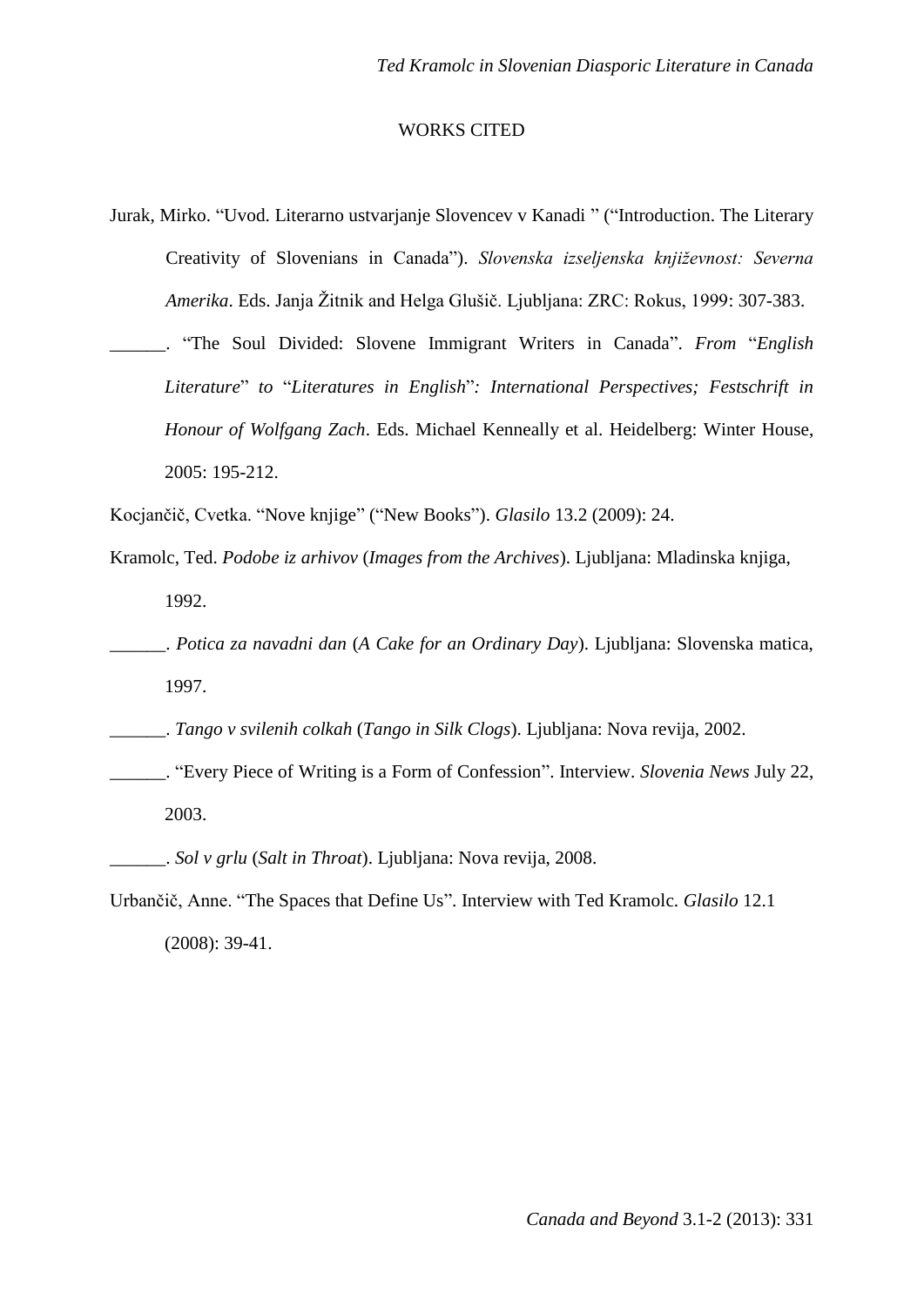## WORKS CITED

Jurak, Mirko. "Uvod. Literarno ustvarjanje Slovencev v Kanadi " ("Introduction. The Literary Creativity of Slovenians in Canada"). *Slovenska izseljenska književnost: Severna Amerika*. Eds. Janja Žitnik and Helga Glušič. Ljubljana: ZRC: Rokus, 1999: 307-383.

______. "The Soul Divided: Slovene Immigrant Writers in Canada". *From* "*English Literature*" *to* "*Literatures in English*"*: International Perspectives; Festschrift in Honour of Wolfgang Zach*. Eds. Michael Kenneally et al. Heidelberg: Winter House, 2005: 195-212.

Kocjančič, Cvetka. "Nove knjige" ("New Books"). *Glasilo* 13.2 (2009): 24.

Kramolc, Ted. *Podobe iz arhivov* (*Images from the Archives*). Ljubljana: Mladinska knjiga, 1992.

______. *Potica za navadni dan* (*A Cake for an Ordinary Day*). Ljubljana: Slovenska matica, 1997.

______. *Tango v svilenih colkah* (*Tango in Silk Clogs*). Ljubljana: Nova revija, 2002.

______. "Every Piece of Writing is a Form of Confession". Interview. *Slovenia News* July 22, 2003.

______. *Sol v grlu* (*Salt in Throat*). Ljubljana: Nova revija, 2008.

Urbančič, Anne. "The Spaces that Define Us". Interview with Ted Kramolc. *Glasilo* 12.1 (2008): 39-41.